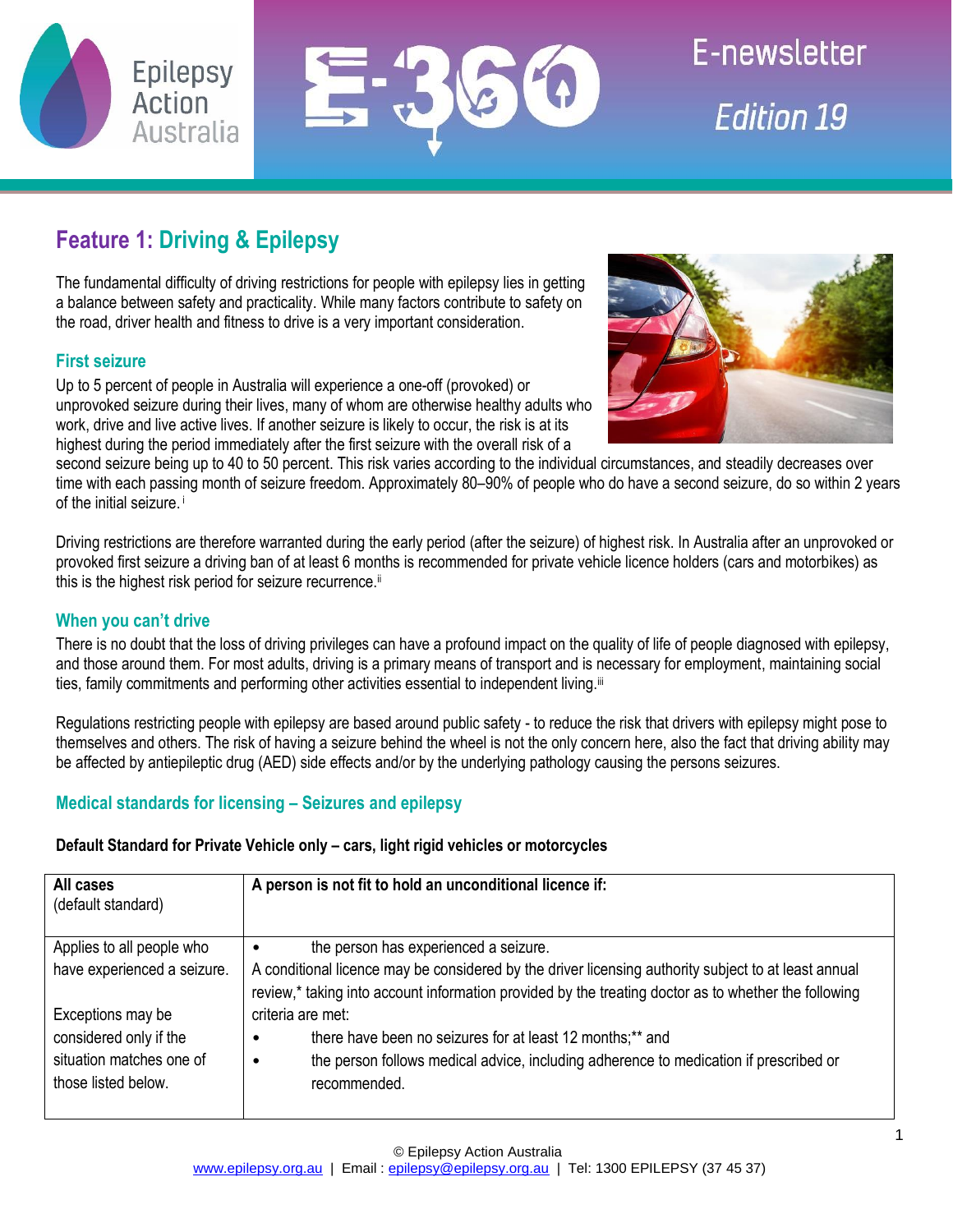Epilepsy Action Australia

# E-360 E-newsletter Edition 19

## Feature 1: Driving & Epilepsy

The fundamental difficulty of driving restrictions for people with epilepsy lies in getting a balance between safety and practicality. While many factors contribute to safety on the road, driver health and fitness to drive is a very important consideration.

### First seizure

Up to 5 percent of people in Australia will experience a one-off (provoked) or unprovoked seizure during their lives, many of whom are otherwise healthy adults who work, drive and live active lives. If another seizure is likely to occur, the risk is at its highest during the period immediately after the first seizure with the overall risk of a second seizure being up to 40 to 50 percent. This risk varies according to the individual circumstances, and steadily decreases over time with each passing month of seizure freedom. Approximately 80–90% of people who do have a second seizure, do so within 2 years of the initial seizure.[i]

Driving restrictions are therefore warranted during the early period (after the seizure) of highest risk. In Australia after an unprovoked or provoked first seizure a driving ban of at least 6 months is recommended for private vehicle licence holders (cars and motorbikes) as this is the highest risk period for seizure recurrence.[ii]

### When you can't drive

There is no doubt that the loss of driving privileges can have a profound impact on the quality of life of people diagnosed with epilepsy, and those around them. For most adults, driving is a primary means of transport and is necessary for employment, maintaining social ties, family commitments and performing other activities essential to independent living.[iii]

Regulations restricting people with epilepsy are based around public safety - to reduce the risk that drivers with epilepsy might pose to themselves and others. The risk of having a seizure behind the wheel is not the only concern here, also the fact that driving ability may be affected by antiepileptic drug (AED) side effects and/or by the underlying pathology causing the persons seizures.

### Medical standards for licensing – Seizures and epilepsy

**Default Standard for Private Vehicle only – cars, light rigid vehicles or motorcycles**

| **All cases** (default standard) | **A person is not fit to hold an unconditional licence if:** |
|---|---|
| Applies to all people who have experienced a seizure.<br><br>Exceptions may be considered only if the situation matches one of those listed below. | • the person has experienced a seizure.<br>A conditional licence may be considered by the driver licensing authority subject to at least annual review,* taking into account information provided by the treating doctor as to whether the following criteria are met:<br>• there have been no seizures for at least 12 months;** and<br>• the person follows medical advice, including adherence to medication if prescribed or recommended. |

© Epilepsy Action Australia
www.epilepsy.org.au | Email : epilepsy@epilepsy.org.au | Tel: 1300 EPILEPSY (37 45 37)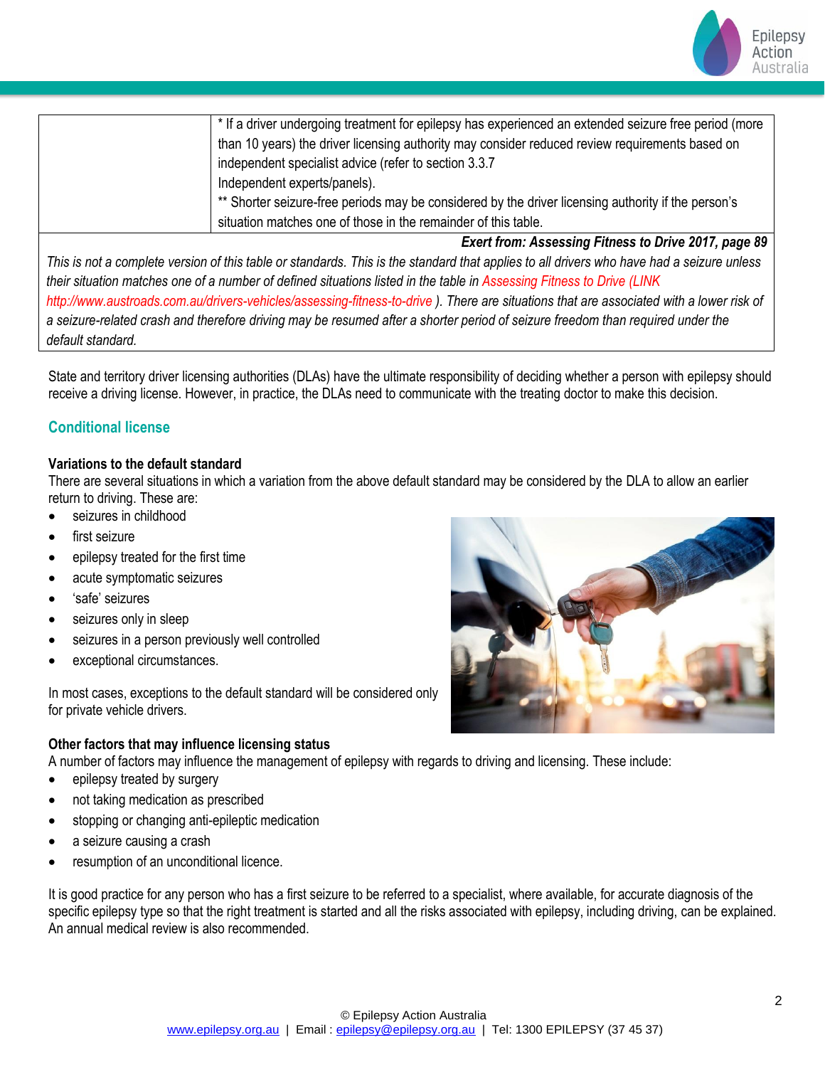| | * If a driver undergoing treatment for epilepsy has experienced an extended seizure free period (more than 10 years) the driver licensing authority may consider reduced review requirements based on independent specialist advice (refer to section 3.3.7 Independent experts/panels).<br>** Shorter seizure-free periods may be considered by the driver licensing authority if the person's situation matches one of those in the remainder of this table. |
|---|---|

***Exert from: Assessing Fitness to Drive 2017, page 89***

*This is not a complete version of this table or standards. This is the standard that applies to all drivers who have had a seizure unless their situation matches one of a number of defined situations listed in the table in Assessing Fitness to Drive (LINK http://www.austroads.com.au/drivers-vehicles/assessing-fitness-to-drive ). There are situations that are associated with a lower risk of a seizure-related crash and therefore driving may be resumed after a shorter period of seizure freedom than required under the default standard.*

State and territory driver licensing authorities (DLAs) have the ultimate responsibility of deciding whether a person with epilepsy should receive a driving license. However, in practice, the DLAs need to communicate with the treating doctor to make this decision.

## Conditional license

**Variations to the default standard**

There are several situations in which a variation from the above default standard may be considered by the DLA to allow an earlier return to driving. These are:

- seizures in childhood
- first seizure
- epilepsy treated for the first time
- acute symptomatic seizures
- 'safe' seizures
- seizures only in sleep
- seizures in a person previously well controlled
- exceptional circumstances.

In most cases, exceptions to the default standard will be considered only for private vehicle drivers.

**Other factors that may influence licensing status**

A number of factors may influence the management of epilepsy with regards to driving and licensing. These include:

- epilepsy treated by surgery
- not taking medication as prescribed
- stopping or changing anti-epileptic medication
- a seizure causing a crash
- resumption of an unconditional licence.

It is good practice for any person who has a first seizure to be referred to a specialist, where available, for accurate diagnosis of the specific epilepsy type so that the right treatment is started and all the risks associated with epilepsy, including driving, can be explained. An annual medical review is also recommended.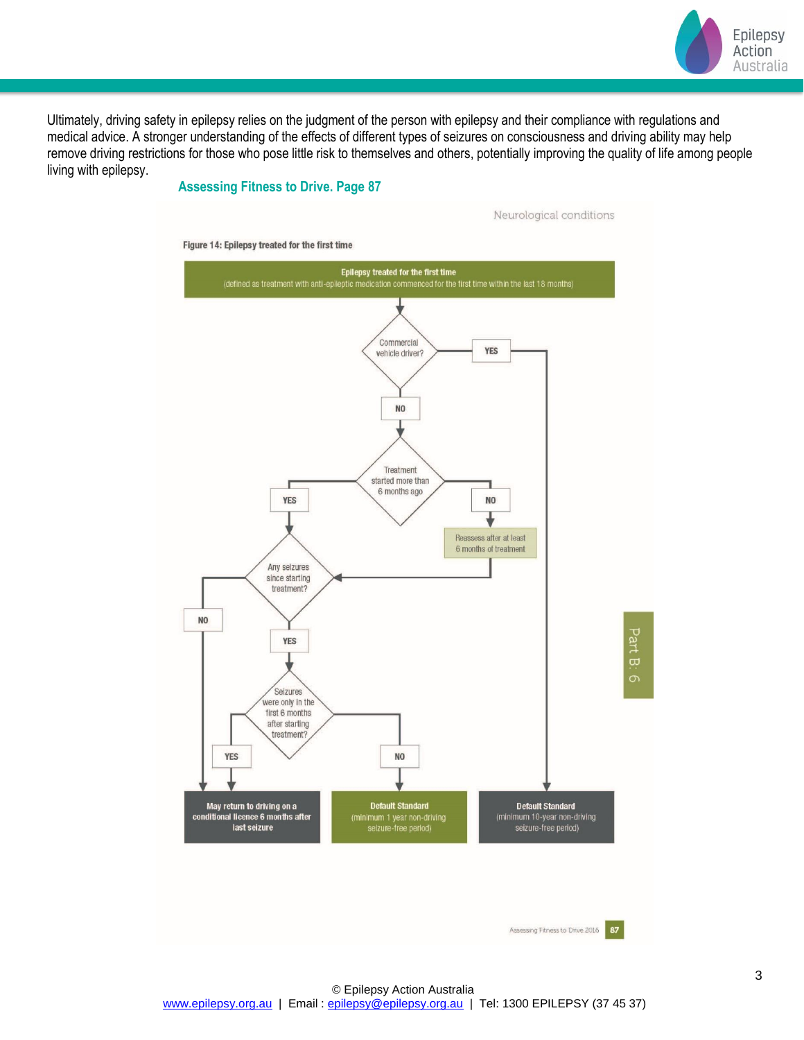Ultimately, driving safety in epilepsy relies on the judgment of the person with epilepsy and their compliance with regulations and medical advice. A stronger understanding of the effects of different types of seizures on consciousness and driving ability may help remove driving restrictions for those who pose little risk to themselves and others, potentially improving the quality of life among people living with epilepsy.

**Assessing Fitness to Drive. Page 87**

Neurological conditions

**Figure 14: Epilepsy treated for the first time**

**Epilepsy treated for the first time**
(defined as treatment with anti-epileptic medication commenced for the first time within the last 18 months)

- Commercial vehicle driver?
  - YES → **Default Standard** (minimum 10-year non-driving seizure-free period)
  - NO → Treatment started more than 6 months ago?
    - NO → Reassess after at least 6 months of treatment → Any seizures since starting treatment?
    - YES → Any seizures since starting treatment?
      - NO → **May return to driving on a conditional licence 6 months after last seizure**
      - YES → Seizures were only in the first 6 months after starting treatment?
        - YES → **May return to driving on a conditional licence 6 months after last seizure**
        - NO → **Default Standard** (minimum 1 year non-driving seizure-free period)

Part B: 6

Assessing Fitness to Drive 2016 87

© Epilepsy Action Australia
www.epilepsy.org.au | Email : epilepsy@epilepsy.org.au | Tel: 1300 EPILEPSY (37 45 37)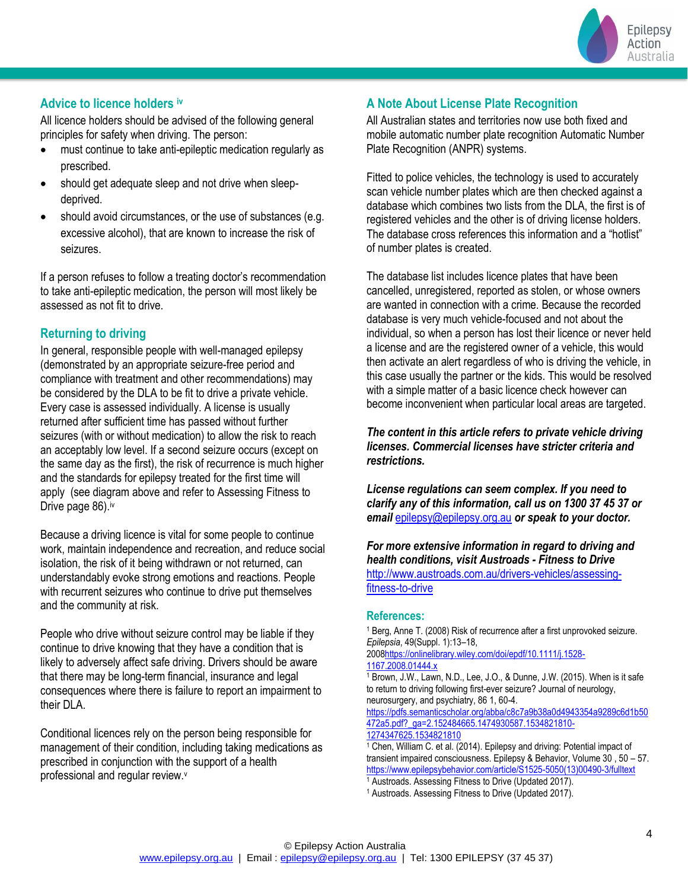## Advice to licence holders [iv]

All licence holders should be advised of the following general principles for safety when driving. The person:

- must continue to take anti-epileptic medication regularly as prescribed.
- should get adequate sleep and not drive when sleep-deprived.
- should avoid circumstances, or the use of substances (e.g. excessive alcohol), that are known to increase the risk of seizures.

If a person refuses to follow a treating doctor's recommendation to take anti-epileptic medication, the person will most likely be assessed as not fit to drive.

## Returning to driving

In general, responsible people with well-managed epilepsy (demonstrated by an appropriate seizure-free period and compliance with treatment and other recommendations) may be considered by the DLA to be fit to drive a private vehicle. Every case is assessed individually. A license is usually returned after sufficient time has passed without further seizures (with or without medication) to allow the risk to reach an acceptably low level. If a second seizure occurs (except on the same day as the first), the risk of recurrence is much higher and the standards for epilepsy treated for the first time will apply (see diagram above and refer to Assessing Fitness to Drive page 86).[iv]

Because a driving licence is vital for some people to continue work, maintain independence and recreation, and reduce social isolation, the risk of it being withdrawn or not returned, can understandably evoke strong emotions and reactions. People with recurrent seizures who continue to drive put themselves and the community at risk.

People who drive without seizure control may be liable if they continue to drive knowing that they have a condition that is likely to adversely affect safe driving. Drivers should be aware that there may be long-term financial, insurance and legal consequences where there is failure to report an impairment to their DLA.

Conditional licences rely on the person being responsible for management of their condition, including taking medications as prescribed in conjunction with the support of a health professional and regular review.[v]

## A Note About License Plate Recognition

All Australian states and territories now use both fixed and mobile automatic number plate recognition Automatic Number Plate Recognition (ANPR) systems.

Fitted to police vehicles, the technology is used to accurately scan vehicle number plates which are then checked against a database which combines two lists from the DLA, the first is of registered vehicles and the other is of driving license holders. The database cross references this information and a "hotlist" of number plates is created.

The database list includes licence plates that have been cancelled, unregistered, reported as stolen, or whose owners are wanted in connection with a crime. Because the recorded database is very much vehicle-focused and not about the individual, so when a person has lost their licence or never held a license and are the registered owner of a vehicle, this would then activate an alert regardless of who is driving the vehicle, in this case usually the partner or the kids. This would be resolved with a simple matter of a basic licence check however can become inconvenient when particular local areas are targeted.

***The content in this article refers to private vehicle driving licenses. Commercial licenses have stricter criteria and restrictions.***

***License regulations can seem complex. If you need to clarify any of this information, call us on 1300 37 45 37 or email [epilepsy@epilepsy.org.au](mailto:epilepsy@epilepsy.org.au) or speak to your doctor.***

***For more extensive information in regard to driving and health conditions, visit Austroads - Fitness to Drive*** [http://www.austroads.com.au/drivers-vehicles/assessing-fitness-to-drive](http://www.austroads.com.au/drivers-vehicles/assessing-fitness-to-drive)

## References:

[i] Berg, Anne T. (2008) Risk of recurrence after a first unprovoked seizure. *Epilepsia*, 49(Suppl. 1):13–18, 2008https://onlinelibrary.wiley.com/doi/epdf/10.1111/j.1528-1167.2008.01444.x

[i] Brown, J.W., Lawn, N.D., Lee, J.O., & Dunne, J.W. (2015). When is it safe to return to driving following first-ever seizure? Journal of neurology, neurosurgery, and psychiatry, 86 1, 60-4. https://pdfs.semanticscholar.org/abba/c8c7a9b38a0d4943354a9289c6d1b50472a5.pdf?_ga=2.152484665.1474930587.1534821810-1274347625.1534821810

[i] Chen, William C. et al. (2014). Epilepsy and driving: Potential impact of transient impaired consciousness. Epilepsy & Behavior, Volume 30 , 50 – 57. https://www.epilepsybehavior.com/article/S1525-5050(13)00490-3/fulltext

[i] Austroads. Assessing Fitness to Drive (Updated 2017).

[i] Austroads. Assessing Fitness to Drive (Updated 2017).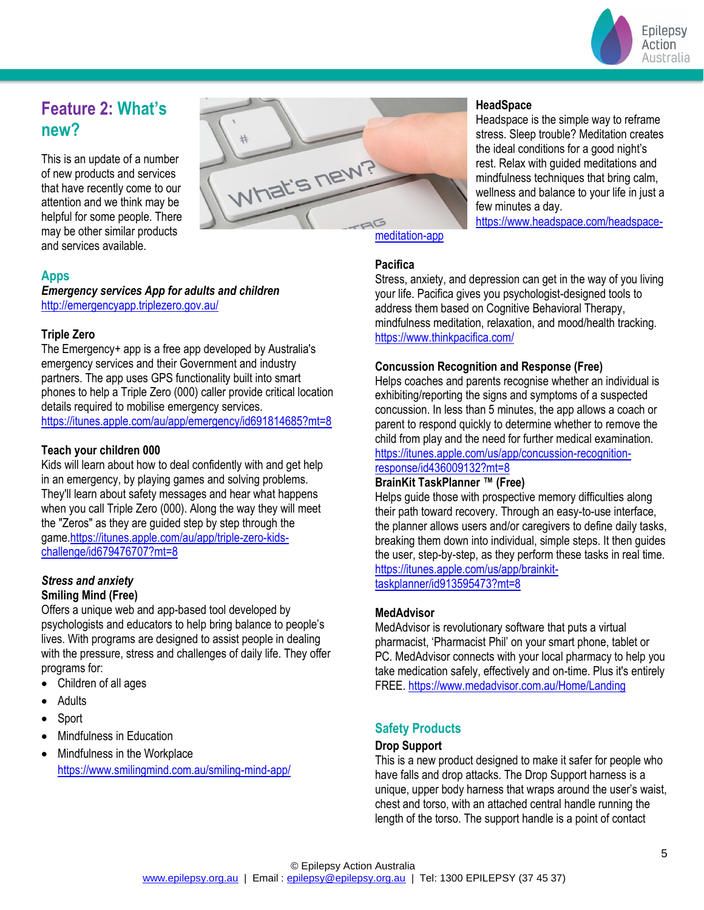## Feature 2: What's new?

This is an update of a number of new products and services that have recently come to our attention and we think may be helpful for some people. There may be other similar products and services available.

### Apps

***Emergency services App for adults and children***
http://emergencyapp.triplezero.gov.au/

**Triple Zero**
The Emergency+ app is a free app developed by Australia's emergency services and their Government and industry partners. The app uses GPS functionality built into smart phones to help a Triple Zero (000) caller provide critical location details required to mobilise emergency services.
https://itunes.apple.com/au/app/emergency/id691814685?mt=8

**Teach your children 000**
Kids will learn about how to deal confidently with and get help in an emergency, by playing games and solving problems. They'll learn about safety messages and hear what happens when you call Triple Zero (000). Along the way they will meet the "Zeros" as they are guided step by step through the game.https://itunes.apple.com/au/app/triple-zero-kids-challenge/id679476707?mt=8

***Stress and anxiety***

**Smiling Mind (Free)**
Offers a unique web and app-based tool developed by psychologists and educators to help bring balance to people's lives. With programs are designed to assist people in dealing with the pressure, stress and challenges of daily life. They offer programs for:

- Children of all ages
- Adults
- Sport
- Mindfulness in Education
- Mindfulness in the Workplace
  https://www.smilingmind.com.au/smiling-mind-app/

**HeadSpace**
Headspace is the simple way to reframe stress. Sleep trouble? Meditation creates the ideal conditions for a good night's rest. Relax with guided meditations and mindfulness techniques that bring calm, wellness and balance to your life in just a few minutes a day.
https://www.headspace.com/headspace-meditation-app

**Pacifica**
Stress, anxiety, and depression can get in the way of you living your life. Pacifica gives you psychologist-designed tools to address them based on Cognitive Behavioral Therapy, mindfulness meditation, relaxation, and mood/health tracking.
https://www.thinkpacifica.com/

**Concussion Recognition and Response (Free)**
Helps coaches and parents recognise whether an individual is exhibiting/reporting the signs and symptoms of a suspected concussion. In less than 5 minutes, the app allows a coach or parent to respond quickly to determine whether to remove the child from play and the need for further medical examination.
https://itunes.apple.com/us/app/concussion-recognition-response/id436009132?mt=8

**BrainKit TaskPlanner ™ (Free)**
Helps guide those with prospective memory difficulties along their path toward recovery. Through an easy-to-use interface, the planner allows users and/or caregivers to define daily tasks, breaking them down into individual, simple steps. It then guides the user, step-by-step, as they perform these tasks in real time.
https://itunes.apple.com/us/app/brainkit-taskplanner/id913595473?mt=8

**MedAdvisor**
MedAdvisor is revolutionary software that puts a virtual pharmacist, 'Pharmacist Phil' on your smart phone, tablet or PC. MedAdvisor connects with your local pharmacy to help you take medication safely, effectively and on-time. Plus it's entirely FREE. https://www.medadvisor.com.au/Home/Landing

### Safety Products

**Drop Support**
This is a new product designed to make it safer for people who have falls and drop attacks. The Drop Support harness is a unique, upper body harness that wraps around the user's waist, chest and torso, with an attached central handle running the length of the torso. The support handle is a point of contact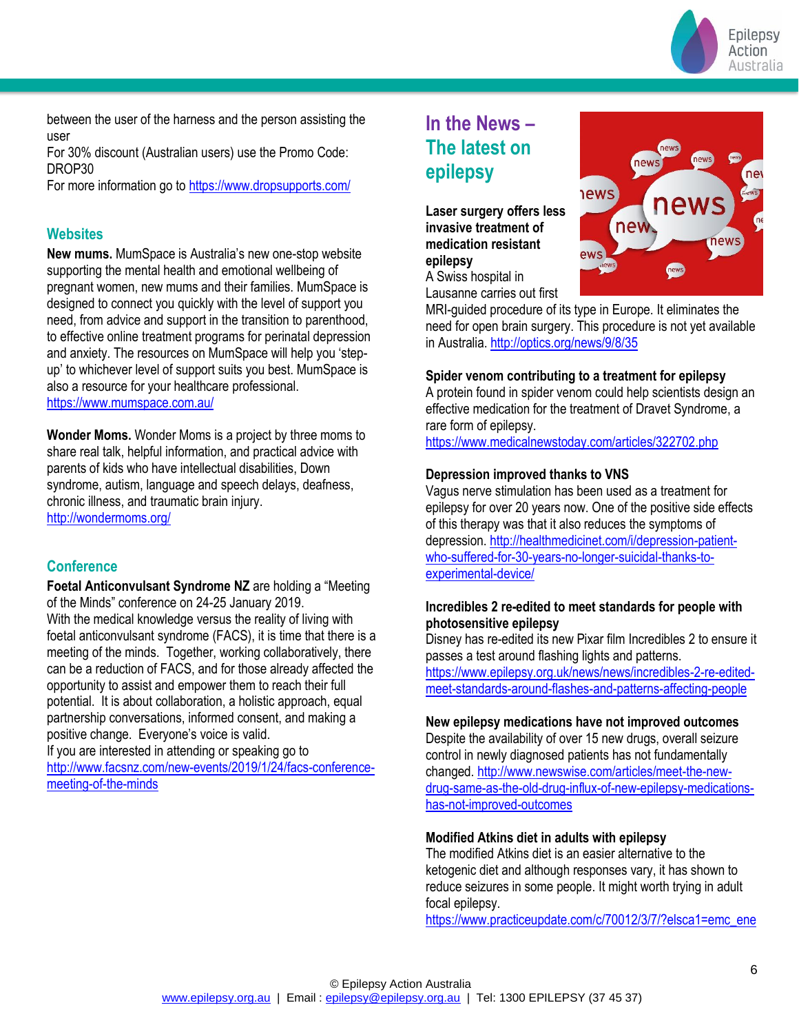between the user of the harness and the person assisting the user
For 30% discount (Australian users) use the Promo Code: DROP30
For more information go to https://www.dropsupports.com/

## Websites

**New mums.** MumSpace is Australia's new one-stop website supporting the mental health and emotional wellbeing of pregnant women, new mums and their families. MumSpace is designed to connect you quickly with the level of support you need, from advice and support in the transition to parenthood, to effective online treatment programs for perinatal depression and anxiety. The resources on MumSpace will help you 'step-up' to whichever level of support suits you best. MumSpace is also a resource for your healthcare professional.
https://www.mumspace.com.au/

**Wonder Moms.** Wonder Moms is a project by three moms to share real talk, helpful information, and practical advice with parents of kids who have intellectual disabilities, Down syndrome, autism, language and speech delays, deafness, chronic illness, and traumatic brain injury.
http://wondermoms.org/

## Conference

**Foetal Anticonvulsant Syndrome NZ** are holding a "Meeting of the Minds" conference on 24-25 January 2019.
With the medical knowledge versus the reality of living with foetal anticonvulsant syndrome (FACS), it is time that there is a meeting of the minds. Together, working collaboratively, there can be a reduction of FACS, and for those already affected the opportunity to assist and empower them to reach their full potential. It is about collaboration, a holistic approach, equal partnership conversations, informed consent, and making a positive change. Everyone's voice is valid.
If you are interested in attending or speaking go to http://www.facsnz.com/new-events/2019/1/24/facs-conference-meeting-of-the-minds

## In the News – The latest on epilepsy

**Laser surgery offers less invasive treatment of medication resistant epilepsy**
A Swiss hospital in Lausanne carries out first MRI-guided procedure of its type in Europe. It eliminates the need for open brain surgery. This procedure is not yet available in Australia. http://optics.org/news/9/8/35

**Spider venom contributing to a treatment for epilepsy**
A protein found in spider venom could help scientists design an effective medication for the treatment of Dravet Syndrome, a rare form of epilepsy.
https://www.medicalnewstoday.com/articles/322702.php

**Depression improved thanks to VNS**
Vagus nerve stimulation has been used as a treatment for epilepsy for over 20 years now. One of the positive side effects of this therapy was that it also reduces the symptoms of depression. http://healthmedicinet.com/i/depression-patient-who-suffered-for-30-years-no-longer-suicidal-thanks-to-experimental-device/

**Incredibles 2 re-edited to meet standards for people with photosensitive epilepsy**
Disney has re-edited its new Pixar film Incredibles 2 to ensure it passes a test around flashing lights and patterns.
https://www.epilepsy.org.uk/news/news/incredibles-2-re-edited-meet-standards-around-flashes-and-patterns-affecting-people

**New epilepsy medications have not improved outcomes**
Despite the availability of over 15 new drugs, overall seizure control in newly diagnosed patients has not fundamentally changed. http://www.newswise.com/articles/meet-the-new-drug-same-as-the-old-drug-influx-of-new-epilepsy-medications-has-not-improved-outcomes

**Modified Atkins diet in adults with epilepsy**
The modified Atkins diet is an easier alternative to the ketogenic diet and although responses vary, it has shown to reduce seizures in some people. It might worth trying in adult focal epilepsy.
https://www.practiceupdate.com/c/70012/3/7/?elsca1=emc_ene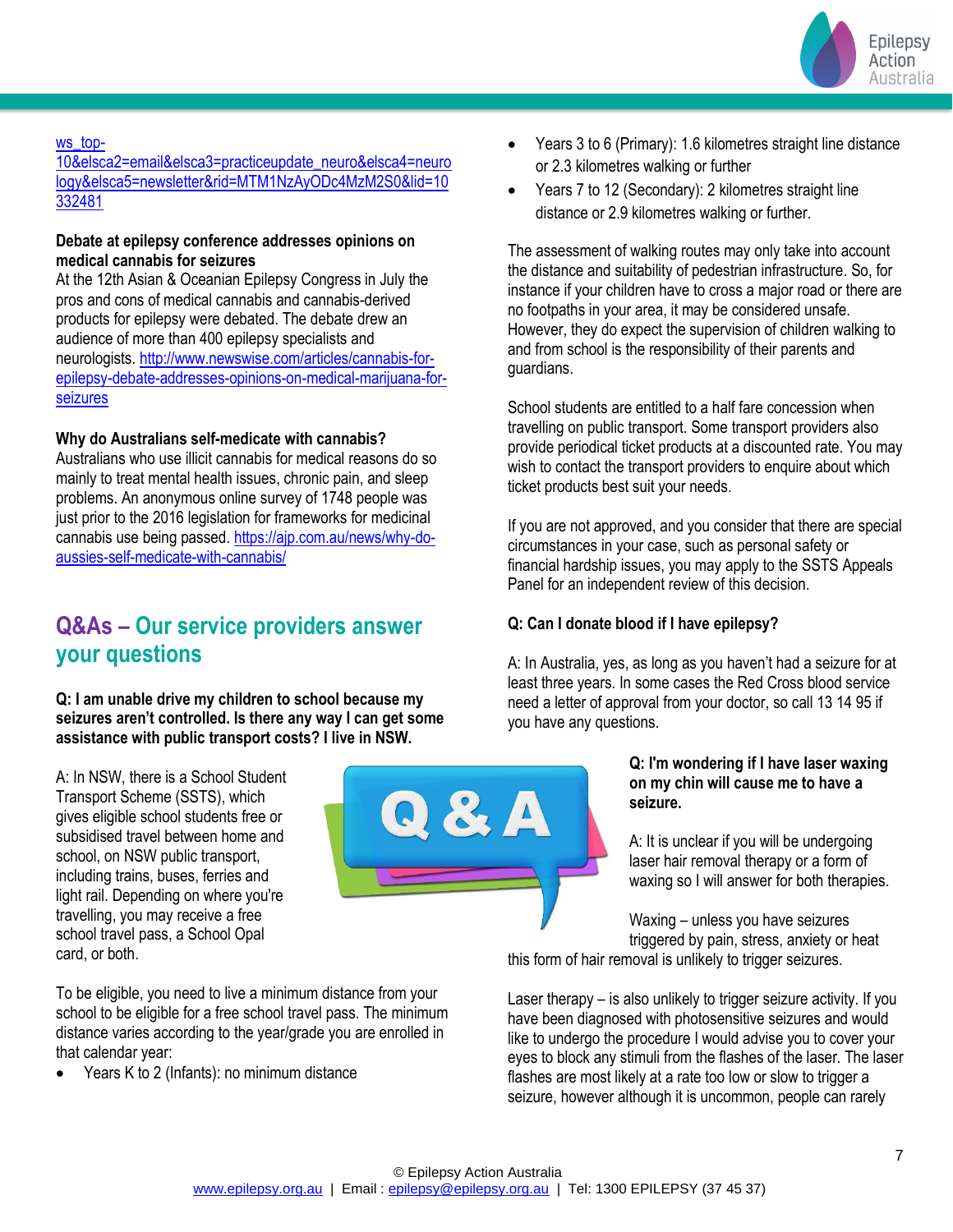ws_top-10&elsca2=email&elsca3=practiceupdate_neuro&elsca4=neurology&elsca5=newsletter&rid=MTM1NzAyODc4MzM2S0&lid=10332481

**Debate at epilepsy conference addresses opinions on medical cannabis for seizures**

At the 12th Asian & Oceanian Epilepsy Congress in July the pros and cons of medical cannabis and cannabis-derived products for epilepsy were debated. The debate drew an audience of more than 400 epilepsy specialists and neurologists. http://www.newswise.com/articles/cannabis-for-epilepsy-debate-addresses-opinions-on-medical-marijuana-for-seizures

**Why do Australians self-medicate with cannabis?**

Australians who use illicit cannabis for medical reasons do so mainly to treat mental health issues, chronic pain, and sleep problems. An anonymous online survey of 1748 people was just prior to the 2016 legislation for frameworks for medicinal cannabis use being passed. https://ajp.com.au/news/why-do-aussies-self-medicate-with-cannabis/

## Q&As – Our service providers answer your questions

**Q: I am unable drive my children to school because my seizures aren't controlled. Is there any way I can get some assistance with public transport costs? I live in NSW.**

A: In NSW, there is a School Student Transport Scheme (SSTS), which gives eligible school students free or subsidised travel between home and school, on NSW public transport, including trains, buses, ferries and light rail. Depending on where you're travelling, you may receive a free school travel pass, a School Opal card, or both.

To be eligible, you need to live a minimum distance from your school to be eligible for a free school travel pass. The minimum distance varies according to the year/grade you are enrolled in that calendar year:

- Years K to 2 (Infants): no minimum distance
- Years 3 to 6 (Primary): 1.6 kilometres straight line distance or 2.3 kilometres walking or further
- Years 7 to 12 (Secondary): 2 kilometres straight line distance or 2.9 kilometres walking or further.

The assessment of walking routes may only take into account the distance and suitability of pedestrian infrastructure. So, for instance if your children have to cross a major road or there are no footpaths in your area, it may be considered unsafe. However, they do expect the supervision of children walking to and from school is the responsibility of their parents and guardians.

School students are entitled to a half fare concession when travelling on public transport. Some transport providers also provide periodical ticket products at a discounted rate. You may wish to contact the transport providers to enquire about which ticket products best suit your needs.

If you are not approved, and you consider that there are special circumstances in your case, such as personal safety or financial hardship issues, you may apply to the SSTS Appeals Panel for an independent review of this decision.

**Q: Can I donate blood if I have epilepsy?**

A: In Australia, yes, as long as you haven't had a seizure for at least three years. In some cases the Red Cross blood service need a letter of approval from your doctor, so call 13 14 95 if you have any questions.

**Q: I'm wondering if I have laser waxing on my chin will cause me to have a seizure.**

A: It is unclear if you will be undergoing laser hair removal therapy or a form of waxing so I will answer for both therapies.

Waxing – unless you have seizures triggered by pain, stress, anxiety or heat this form of hair removal is unlikely to trigger seizures.

Laser therapy – is also unlikely to trigger seizure activity. If you have been diagnosed with photosensitive seizures and would like to undergo the procedure I would advise you to cover your eyes to block any stimuli from the flashes of the laser. The laser flashes are most likely at a rate too low or slow to trigger a seizure, however although it is uncommon, people can rarely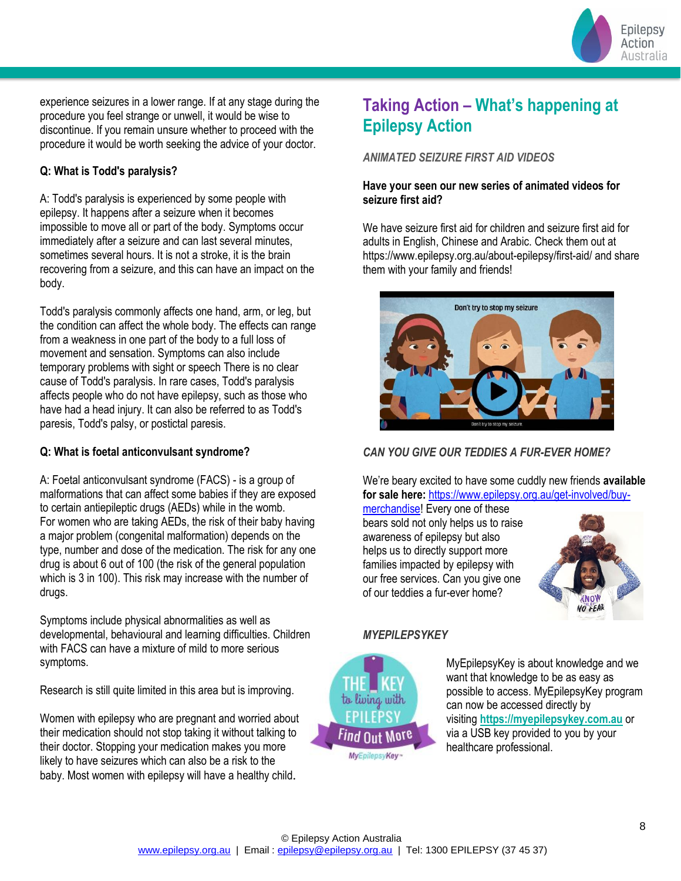experience seizures in a lower range. If at any stage during the procedure you feel strange or unwell, it would be wise to discontinue. If you remain unsure whether to proceed with the procedure it would be worth seeking the advice of your doctor.

**Q: What is Todd's paralysis?**

A: Todd's paralysis is experienced by some people with epilepsy. It happens after a seizure when it becomes impossible to move all or part of the body. Symptoms occur immediately after a seizure and can last several minutes, sometimes several hours. It is not a stroke, it is the brain recovering from a seizure, and this can have an impact on the body.

Todd's paralysis commonly affects one hand, arm, or leg, but the condition can affect the whole body. The effects can range from a weakness in one part of the body to a full loss of movement and sensation. Symptoms can also include temporary problems with sight or speech There is no clear cause of Todd's paralysis. In rare cases, Todd's paralysis affects people who do not have epilepsy, such as those who have had a head injury. It can also be referred to as Todd's paresis, Todd's palsy, or postictal paresis.

**Q: What is foetal anticonvulsant syndrome?**

A: Foetal anticonvulsant syndrome (FACS) - is a group of malformations that can affect some babies if they are exposed to certain antiepileptic drugs (AEDs) while in the womb. For women who are taking AEDs, the risk of their baby having a major problem (congenital malformation) depends on the type, number and dose of the medication. The risk for any one drug is about 6 out of 100 (the risk of the general population which is 3 in 100). This risk may increase with the number of drugs.

Symptoms include physical abnormalities as well as developmental, behavioural and learning difficulties. Children with FACS can have a mixture of mild to more serious symptoms.

Research is still quite limited in this area but is improving.

Women with epilepsy who are pregnant and worried about their medication should not stop taking it without talking to their doctor. Stopping your medication makes you more likely to have seizures which can also be a risk to the baby. Most women with epilepsy will have a healthy child.

## Taking Action – What's happening at Epilepsy Action

### *ANIMATED SEIZURE FIRST AID VIDEOS*

**Have your seen our new series of animated videos for seizure first aid?**

We have seizure first aid for children and seizure first aid for adults in English, Chinese and Arabic. Check them out at https://www.epilepsy.org.au/about-epilepsy/first-aid/ and share them with your family and friends!

### *CAN YOU GIVE OUR TEDDIES A FUR-EVER HOME?*

We're beary excited to have some cuddly new friends **available for sale here:** https://www.epilepsy.org.au/get-involved/buy-merchandise! Every one of these bears sold not only helps us to raise awareness of epilepsy but also helps us to directly support more families impacted by epilepsy with our free services. Can you give one of our teddies a fur-ever home?

### *MYEPILEPSYKEY*

MyEpilepsyKey is about knowledge and we want that knowledge to be as easy as possible to access. MyEpilepsyKey program can now be accessed directly by visiting **https://myepilepsykey.com.au** or via a USB key provided to you by your healthcare professional.